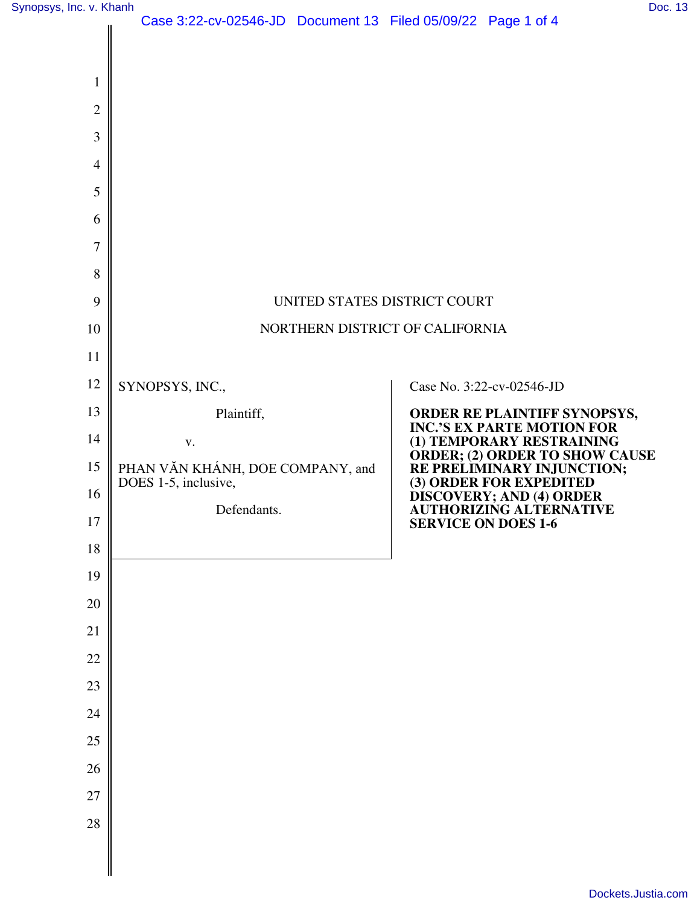UNITED STATES DISTRICT COURT

NORTHERN DISTRICT OF CALIFORNIA

SYNOPSYS, INC.,

Plaintiff,

v.

PHAN VĂN KHÁNH, DOE COMPANY, and DOES 1-5, inclusive,

Defendants.

Case No. 3:22-cv-02546-JD

**ORDER RE PLAINTIFF SYNOPSYS, INC.'S EX PARTE MOTION FOR (1) TEMPORARY RESTRAINING ORDER; (2) ORDER TO SHOW CAUSE RE PRELIMINARY INJUNCTION; (3) ORDER FOR EXPEDITED DISCOVERY; AND (4) ORDER AUTHORIZING ALTERNATIVE SERVICE ON DOES 1-6**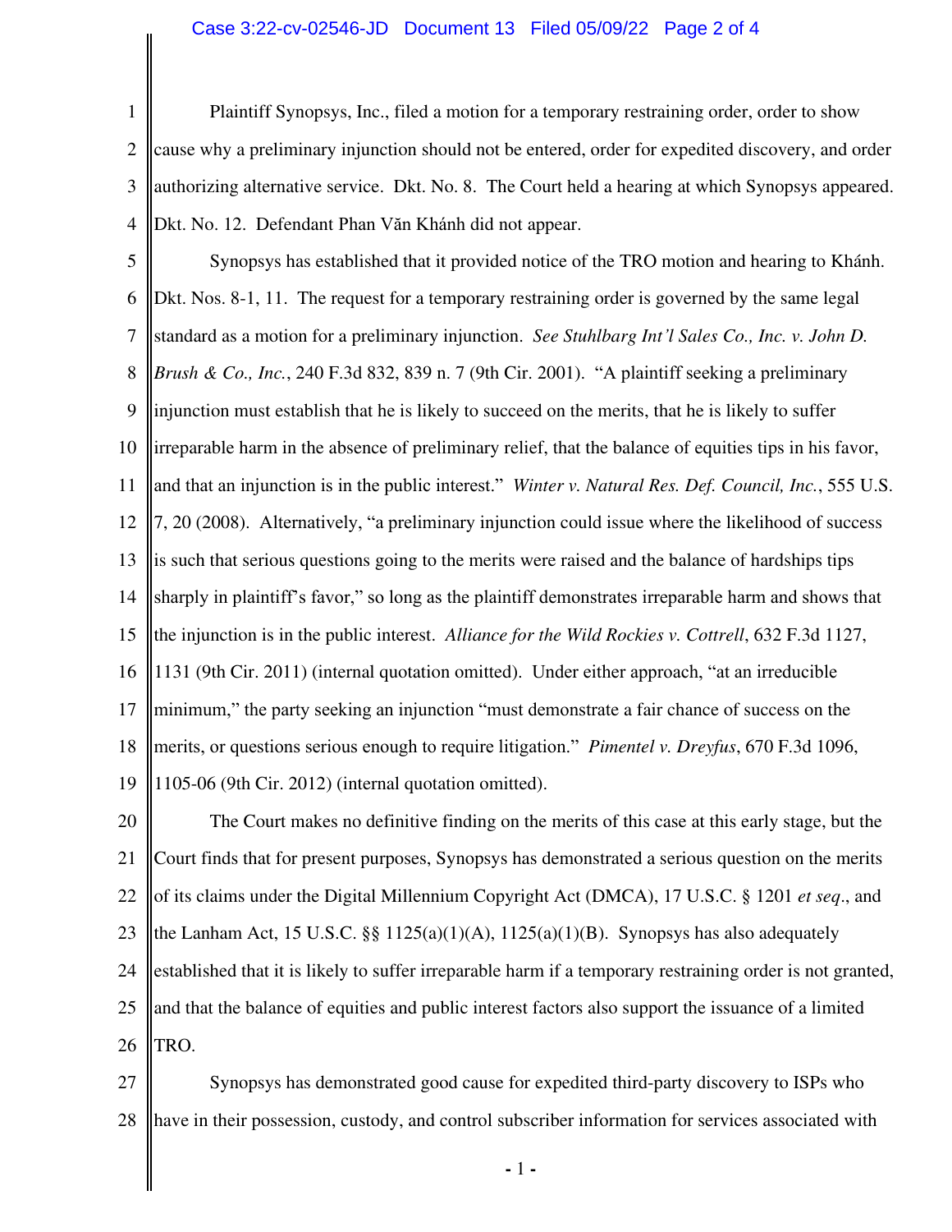Plaintiff Synopsys, Inc., filed a motion for a temporary restraining order, order to show cause why a preliminary injunction should not be entered, order for expedited discovery, and order authorizing alternative service. Dkt. No. 8. The Court held a hearing at which Synopsys appeared. Dkt. No. 12. Defendant Phan Văn Khánh did not appear.

Synopsys has established that it provided notice of the TRO motion and hearing to Khánh. Dkt. Nos. 8-1, 11. The request for a temporary restraining order is governed by the same legal standard as a motion for a preliminary injunction. *See Stuhlbarg Int'l Sales Co., Inc. v. John D. Brush & Co., Inc.*, 240 F.3d 832, 839 n. 7 (9th Cir. 2001). "A plaintiff seeking a preliminary injunction must establish that he is likely to succeed on the merits, that he is likely to suffer irreparable harm in the absence of preliminary relief, that the balance of equities tips in his favor, and that an injunction is in the public interest." *Winter v. Natural Res. Def. Council, Inc.*, 555 U.S. 7, 20 (2008). Alternatively, "a preliminary injunction could issue where the likelihood of success is such that serious questions going to the merits were raised and the balance of hardships tips sharply in plaintiff's favor," so long as the plaintiff demonstrates irreparable harm and shows that the injunction is in the public interest. *Alliance for the Wild Rockies v. Cottrell*, 632 F.3d 1127, 1131 (9th Cir. 2011) (internal quotation omitted). Under either approach, "at an irreducible minimum," the party seeking an injunction "must demonstrate a fair chance of success on the merits, or questions serious enough to require litigation." *Pimentel v. Dreyfus*, 670 F.3d 1096, 1105-06 (9th Cir. 2012) (internal quotation omitted).

The Court makes no definitive finding on the merits of this case at this early stage, but the Court finds that for present purposes, Synopsys has demonstrated a serious question on the merits of its claims under the Digital Millennium Copyright Act (DMCA), 17 U.S.C. § 1201 *et seq*., and the Lanham Act, 15 U.S.C. §§ 1125(a)(1)(A), 1125(a)(1)(B). Synopsys has also adequately established that it is likely to suffer irreparable harm if a temporary restraining order is not granted, and that the balance of equities and public interest factors also support the issuance of a limited TRO.

Synopsys has demonstrated good cause for expedited third-party discovery to ISPs who have in their possession, custody, and control subscriber information for services associated with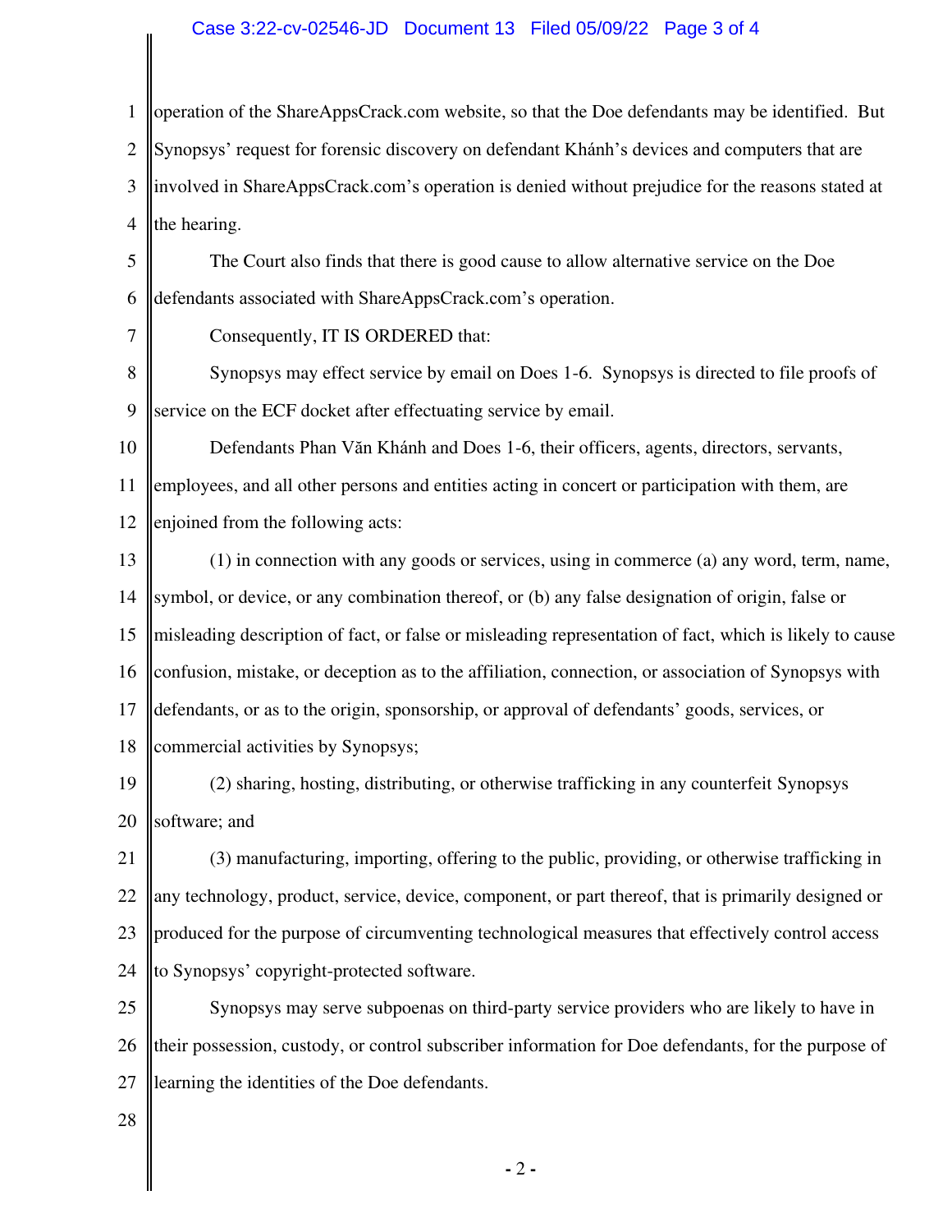operation of the ShareAppsCrack.com website, so that the Doe defendants may be identified. But Synopsys' request for forensic discovery on defendant Khánh's devices and computers that are involved in ShareAppsCrack.com's operation is denied without prejudice for the reasons stated at the hearing.

The Court also finds that there is good cause to allow alternative service on the Doe defendants associated with ShareAppsCrack.com's operation.

Consequently, IT IS ORDERED that:

Synopsys may effect service by email on Does 1-6. Synopsys is directed to file proofs of service on the ECF docket after effectuating service by email.

Defendants Phan Văn Khánh and Does 1-6, their officers, agents, directors, servants, employees, and all other persons and entities acting in concert or participation with them, are enjoined from the following acts:

(1) in connection with any goods or services, using in commerce (a) any word, term, name, symbol, or device, or any combination thereof, or (b) any false designation of origin, false or misleading description of fact, or false or misleading representation of fact, which is likely to cause confusion, mistake, or deception as to the affiliation, connection, or association of Synopsys with defendants, or as to the origin, sponsorship, or approval of defendants' goods, services, or commercial activities by Synopsys;

(2) sharing, hosting, distributing, or otherwise trafficking in any counterfeit Synopsys software; and

(3) manufacturing, importing, offering to the public, providing, or otherwise trafficking in any technology, product, service, device, component, or part thereof, that is primarily designed or produced for the purpose of circumventing technological measures that effectively control access to Synopsys' copyright-protected software.

Synopsys may serve subpoenas on third-party service providers who are likely to have in their possession, custody, or control subscriber information for Doe defendants, for the purpose of learning the identities of the Doe defendants.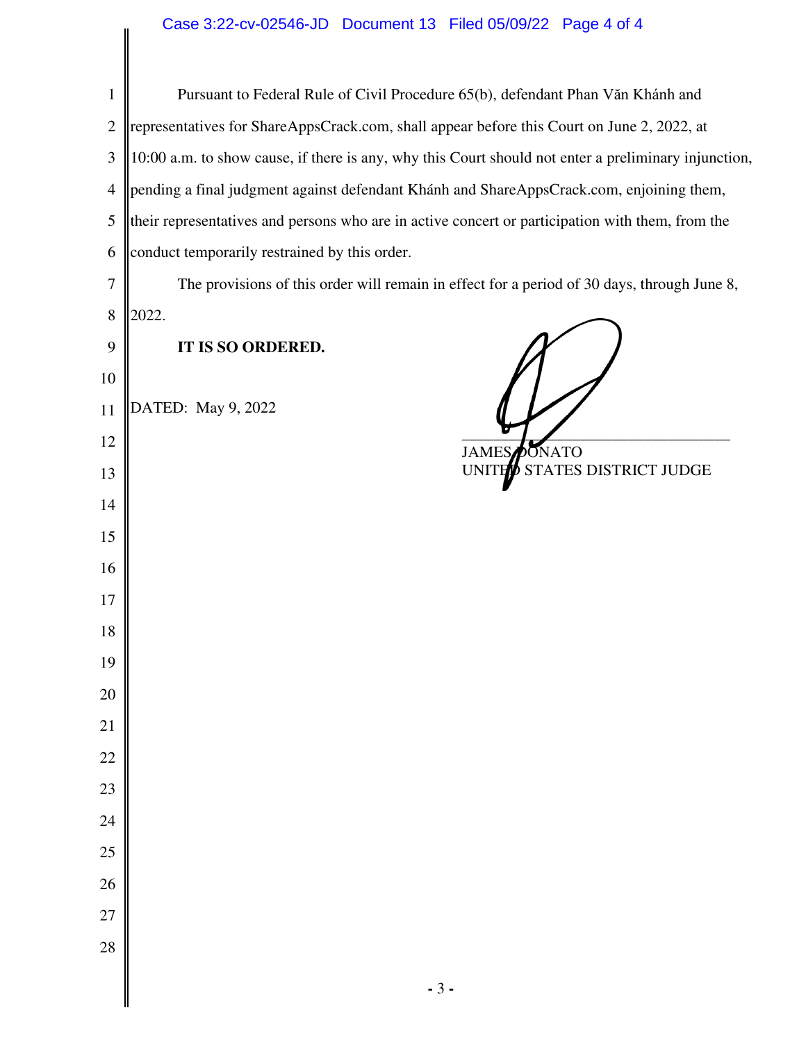Pursuant to Federal Rule of Civil Procedure 65(b), defendant Phan Văn Khánh and representatives for ShareAppsCrack.com, shall appear before this Court on June 2, 2022, at 10:00 a.m. to show cause, if there is any, why this Court should not enter a preliminary injunction, pending a final judgment against defendant Khánh and ShareAppsCrack.com, enjoining them, their representatives and persons who are in active concert or participation with them, from the conduct temporarily restrained by this order.

The provisions of this order will remain in effect for a period of 30 days, through June 8, 2022.

**IT IS SO ORDERED.**

DATED: May 9, 2022

JAMES DONATO
UNITED STATES DISTRICT JUDGE